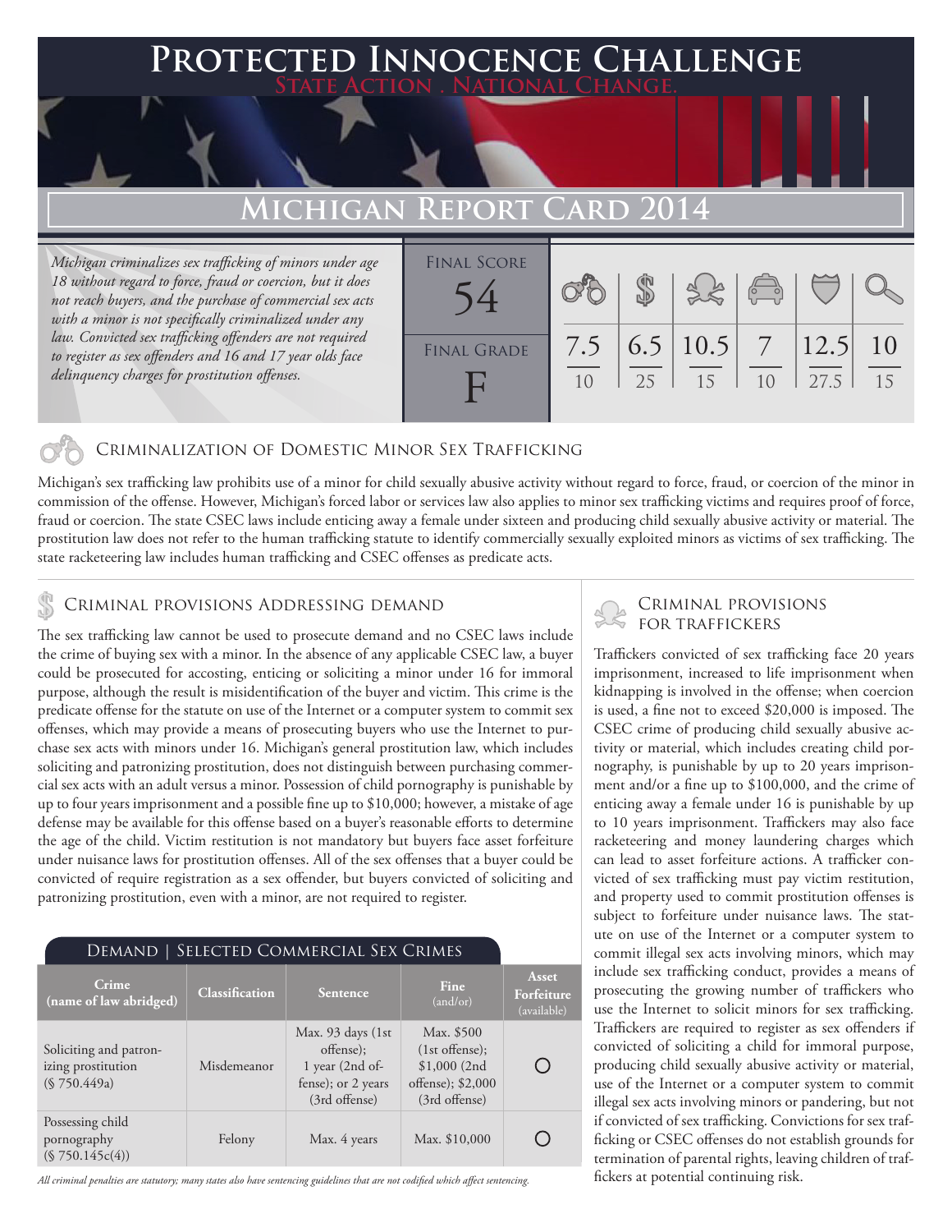# Protected Innocence Challenge

State Action . National Change.

## Michigan Report Card 2014

*Michigan criminalizes sex trafficking of minors under age 18 without regard to force, fraud or coercion, but it does not reach buyers, and the purchase of commercial sex acts with a minor is not specifically criminalized under any law. Convicted sex trafficking offenders are not required to register as sex offenders and 16 and 17 year olds face delinquency charges for prostitution offenses.*

| Final Score | | | | | | |
|---|---|---|---|---|---|---|
| 54 | 7.5 / 10 | 6.5 / 25 | 10.5 / 15 | 7 / 10 | 12.5 / 27.5 | 10 / 15 |
| **Final Grade** | | | | | | |
| F | | | | | | |

### Criminalization of Domestic Minor Sex Trafficking

Michigan's sex trafficking law prohibits use of a minor for child sexually abusive activity without regard to force, fraud, or coercion of the minor in commission of the offense. However, Michigan's forced labor or services law also applies to minor sex trafficking victims and requires proof of force, fraud or coercion. The state CSEC laws include enticing away a female under sixteen and producing child sexually abusive activity or material. The prostitution law does not refer to the human trafficking statute to identify commercially sexually exploited minors as victims of sex trafficking. The state racketeering law includes human trafficking and CSEC offenses as predicate acts.

### Criminal provisions Addressing demand

The sex trafficking law cannot be used to prosecute demand and no CSEC laws include the crime of buying sex with a minor. In the absence of any applicable CSEC law, a buyer could be prosecuted for accosting, enticing or soliciting a minor under 16 for immoral purpose, although the result is misidentification of the buyer and victim. This crime is the predicate offense for the statute on use of the Internet or a computer system to commit sex offenses, which may provide a means of prosecuting buyers who use the Internet to purchase sex acts with minors under 16. Michigan's general prostitution law, which includes soliciting and patronizing prostitution, does not distinguish between purchasing commercial sex acts with an adult versus a minor. Possession of child pornography is punishable by up to four years imprisonment and a possible fine up to $10,000; however, a mistake of age defense may be available for this offense based on a buyer's reasonable efforts to determine the age of the child. Victim restitution is not mandatory but buyers face asset forfeiture under nuisance laws for prostitution offenses. All of the sex offenses that a buyer could be convicted of require registration as a sex offender, but buyers convicted of soliciting and patronizing prostitution, even with a minor, are not required to register.

**Demand | Selected Commercial Sex Crimes**

| Crime (name of law abridged) | Classification | Sentence | Fine (and/or) | Asset Forfeiture (available) |
|---|---|---|---|---|
| Soliciting and patronizing prostitution (§ 750.449a) | Misdemeanor | Max. 93 days (1st offense); 1 year (2nd offense); or 2 years (3rd offense) | Max. $500 (1st offense); $1,000 (2nd offense); $2,000 (3rd offense) | ○ |
| Possessing child pornography (§ 750.145c(4)) | Felony | Max. 4 years | Max. $10,000 | ○ |

*All criminal penalties are statutory; many states also have sentencing guidelines that are not codified which affect sentencing.*

### Criminal provisions for traffickers

Traffickers convicted of sex trafficking face 20 years imprisonment, increased to life imprisonment when kidnapping is involved in the offense; when coercion is used, a fine not to exceed $20,000 is imposed. The CSEC crime of producing child sexually abusive activity or material, which includes creating child pornography, is punishable by up to 20 years imprisonment and/or a fine up to $100,000, and the crime of enticing away a female under 16 is punishable by up to 10 years imprisonment. Traffickers may also face racketeering and money laundering charges which can lead to asset forfeiture actions. A trafficker convicted of sex trafficking must pay victim restitution, and property used to commit prostitution offenses is subject to forfeiture under nuisance laws. The statute on use of the Internet or a computer system to commit illegal sex acts involving minors, which may include sex trafficking conduct, provides a means of prosecuting the growing number of traffickers who use the Internet to solicit minors for sex trafficking. Traffickers are required to register as sex offenders if convicted of soliciting a child for immoral purpose, producing child sexually abusive activity or material, use of the Internet or a computer system to commit illegal sex acts involving minors or pandering, but not if convicted of sex trafficking. Convictions for sex trafficking or CSEC offenses do not establish grounds for termination of parental rights, leaving children of traffickers at potential continuing risk.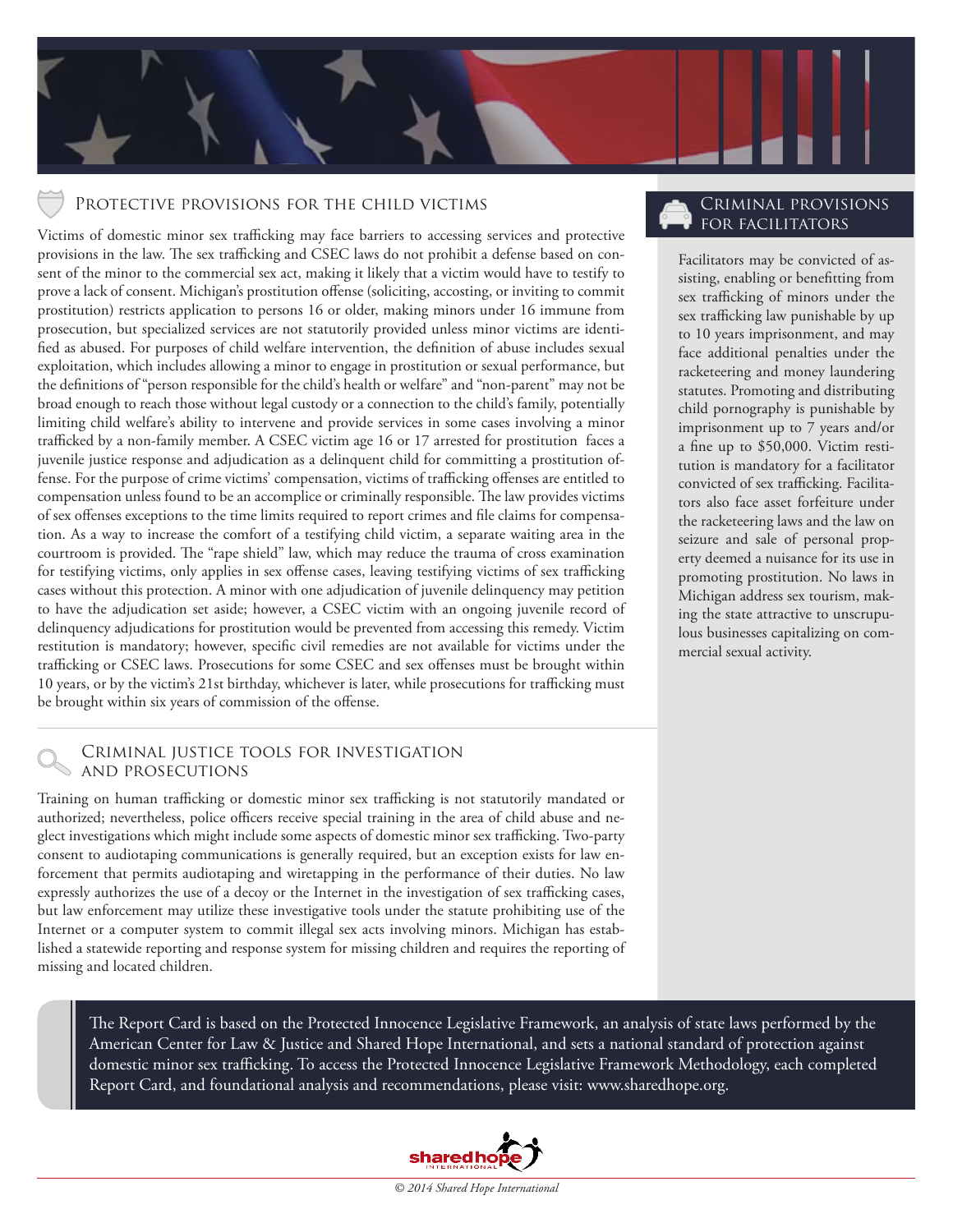## Protective provisions for the child victims

Victims of domestic minor sex trafficking may face barriers to accessing services and protective provisions in the law. The sex trafficking and CSEC laws do not prohibit a defense based on consent of the minor to the commercial sex act, making it likely that a victim would have to testify to prove a lack of consent. Michigan's prostitution offense (soliciting, accosting, or inviting to commit prostitution) restricts application to persons 16 or older, making minors under 16 immune from prosecution, but specialized services are not statutorily provided unless minor victims are identified as abused. For purposes of child welfare intervention, the definition of abuse includes sexual exploitation, which includes allowing a minor to engage in prostitution or sexual performance, but the definitions of "person responsible for the child's health or welfare" and "non-parent" may not be broad enough to reach those without legal custody or a connection to the child's family, potentially limiting child welfare's ability to intervene and provide services in some cases involving a minor trafficked by a non-family member. A CSEC victim age 16 or 17 arrested for prostitution faces a juvenile justice response and adjudication as a delinquent child for committing a prostitution offense. For the purpose of crime victims' compensation, victims of trafficking offenses are entitled to compensation unless found to be an accomplice or criminally responsible. The law provides victims of sex offenses exceptions to the time limits required to report crimes and file claims for compensation. As a way to increase the comfort of a testifying child victim, a separate waiting area in the courtroom is provided. The "rape shield" law, which may reduce the trauma of cross examination for testifying victims, only applies in sex offense cases, leaving testifying victims of sex trafficking cases without this protection. A minor with one adjudication of juvenile delinquency may petition to have the adjudication set aside; however, a CSEC victim with an ongoing juvenile record of delinquency adjudications for prostitution would be prevented from accessing this remedy. Victim restitution is mandatory; however, specific civil remedies are not available for victims under the trafficking or CSEC laws. Prosecutions for some CSEC and sex offenses must be brought within 10 years, or by the victim's 21st birthday, whichever is later, while prosecutions for trafficking must be brought within six years of commission of the offense.

## Criminal justice tools for investigation and prosecutions

Training on human trafficking or domestic minor sex trafficking is not statutorily mandated or authorized; nevertheless, police officers receive special training in the area of child abuse and neglect investigations which might include some aspects of domestic minor sex trafficking. Two-party consent to audiotaping communications is generally required, but an exception exists for law enforcement that permits audiotaping and wiretapping in the performance of their duties. No law expressly authorizes the use of a decoy or the Internet in the investigation of sex trafficking cases, but law enforcement may utilize these investigative tools under the statute prohibiting use of the Internet or a computer system to commit illegal sex acts involving minors. Michigan has established a statewide reporting and response system for missing children and requires the reporting of missing and located children.

## Criminal provisions for facilitators

Facilitators may be convicted of assisting, enabling or benefitting from sex trafficking of minors under the sex trafficking law punishable by up to 10 years imprisonment, and may face additional penalties under the racketeering and money laundering statutes. Promoting and distributing child pornography is punishable by imprisonment up to 7 years and/or a fine up to $50,000. Victim restitution is mandatory for a facilitator convicted of sex trafficking. Facilitators also face asset forfeiture under the racketeering laws and the law on seizure and sale of personal property deemed a nuisance for its use in promoting prostitution. No laws in Michigan address sex tourism, making the state attractive to unscrupulous businesses capitalizing on commercial sexual activity.

The Report Card is based on the Protected Innocence Legislative Framework, an analysis of state laws performed by the American Center for Law & Justice and Shared Hope International, and sets a national standard of protection against domestic minor sex trafficking. To access the Protected Innocence Legislative Framework Methodology, each completed Report Card, and foundational analysis and recommendations, please visit: www.sharedhope.org.

*© 2014 Shared Hope International*